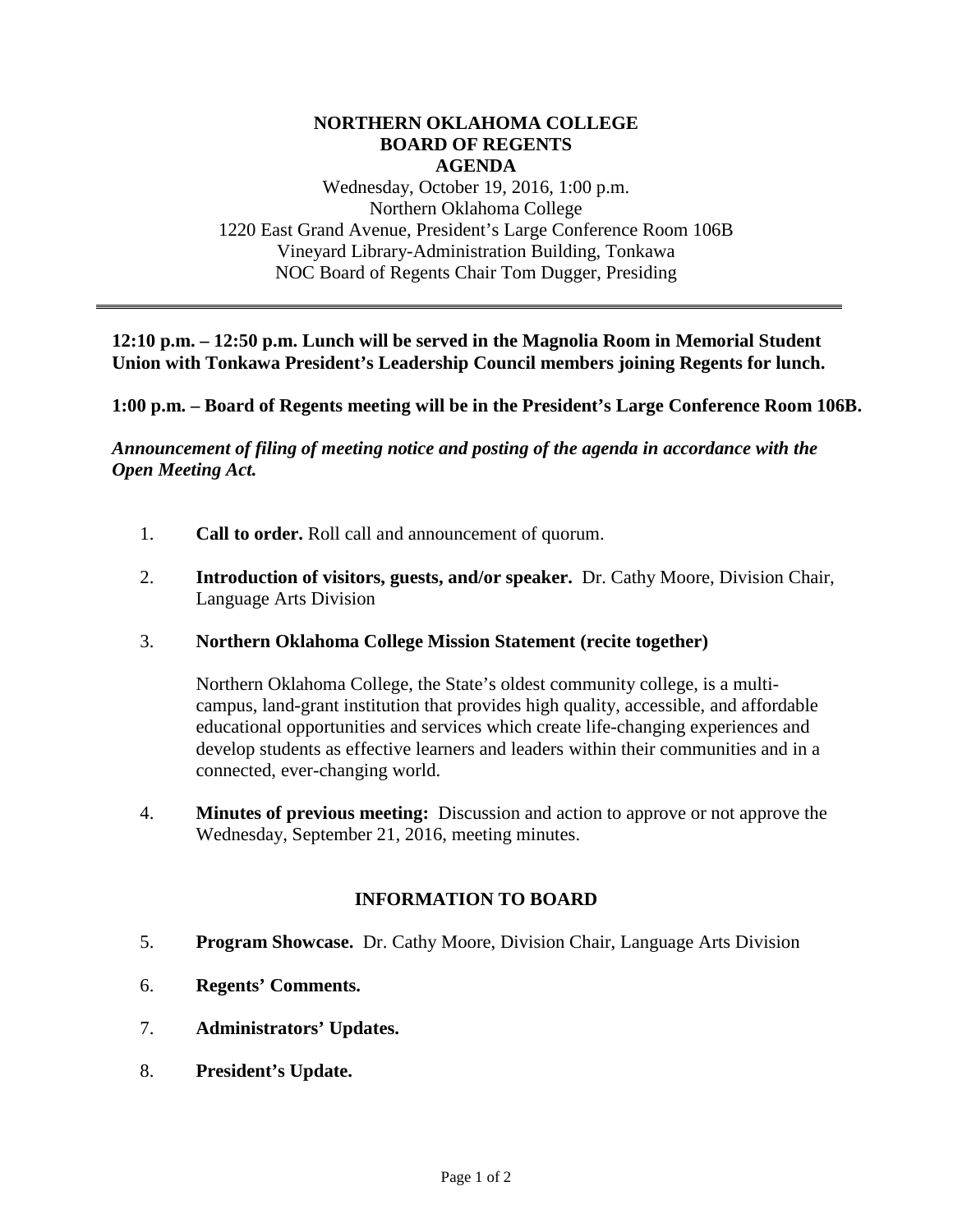# NORTHERN OKLAHOMA COLLEGE
## BOARD OF REGENTS
## AGENDA

Wednesday, October 19, 2016, 1:00 p.m.
Northern Oklahoma College
1220 East Grand Avenue, President's Large Conference Room 106B
Vineyard Library-Administration Building, Tonkawa
NOC Board of Regents Chair Tom Dugger, Presiding

---

**12:10 p.m. – 12:50 p.m. Lunch will be served in the Magnolia Room in Memorial Student Union with Tonkawa President's Leadership Council members joining Regents for lunch.**

**1:00 p.m. – Board of Regents meeting will be in the President's Large Conference Room 106B.**

***Announcement of filing of meeting notice and posting of the agenda in accordance with the Open Meeting Act.***

1. **Call to order.** Roll call and announcement of quorum.

2. **Introduction of visitors, guests, and/or speaker.** Dr. Cathy Moore, Division Chair, Language Arts Division

3. **Northern Oklahoma College Mission Statement (recite together)**

   Northern Oklahoma College, the State's oldest community college, is a multi-campus, land-grant institution that provides high quality, accessible, and affordable educational opportunities and services which create life-changing experiences and develop students as effective learners and leaders within their communities and in a connected, ever-changing world.

4. **Minutes of previous meeting:** Discussion and action to approve or not approve the Wednesday, September 21, 2016, meeting minutes.

## INFORMATION TO BOARD

5. **Program Showcase.** Dr. Cathy Moore, Division Chair, Language Arts Division

6. **Regents' Comments.**

7. **Administrators' Updates.**

8. **President's Update.**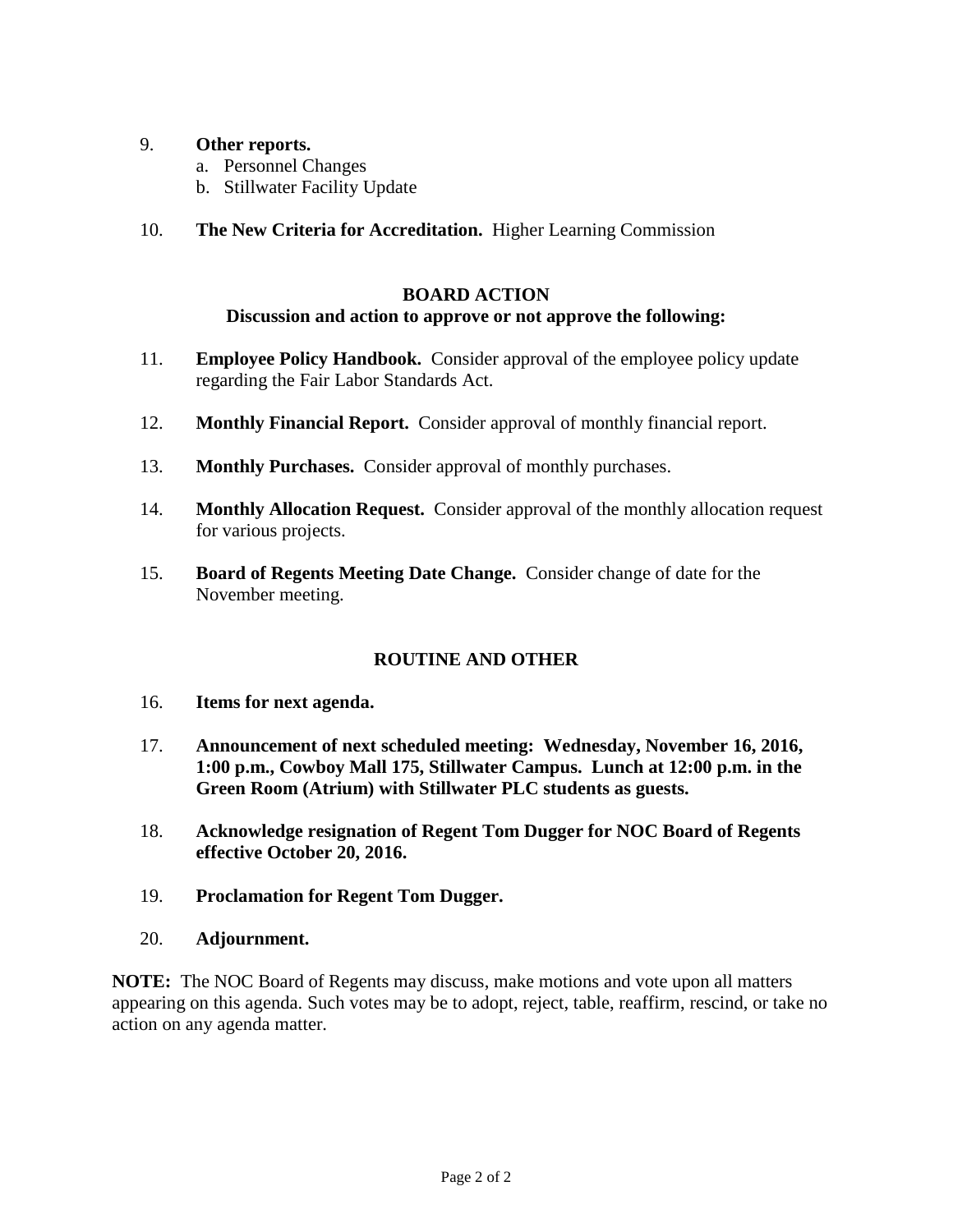9. **Other reports.**
   a. Personnel Changes
   b. Stillwater Facility Update

10. **The New Criteria for Accreditation.** Higher Learning Commission

## BOARD ACTION

**Discussion and action to approve or not approve the following:**

11. **Employee Policy Handbook.** Consider approval of the employee policy update regarding the Fair Labor Standards Act.

12. **Monthly Financial Report.** Consider approval of monthly financial report.

13. **Monthly Purchases.** Consider approval of monthly purchases.

14. **Monthly Allocation Request.** Consider approval of the monthly allocation request for various projects.

15. **Board of Regents Meeting Date Change.** Consider change of date for the November meeting.

## ROUTINE AND OTHER

16. **Items for next agenda.**

17. **Announcement of next scheduled meeting: Wednesday, November 16, 2016, 1:00 p.m., Cowboy Mall 175, Stillwater Campus. Lunch at 12:00 p.m. in the Green Room (Atrium) with Stillwater PLC students as guests.**

18. **Acknowledge resignation of Regent Tom Dugger for NOC Board of Regents effective October 20, 2016.**

19. **Proclamation for Regent Tom Dugger.**

20. **Adjournment.**

**NOTE:** The NOC Board of Regents may discuss, make motions and vote upon all matters appearing on this agenda. Such votes may be to adopt, reject, table, reaffirm, rescind, or take no action on any agenda matter.